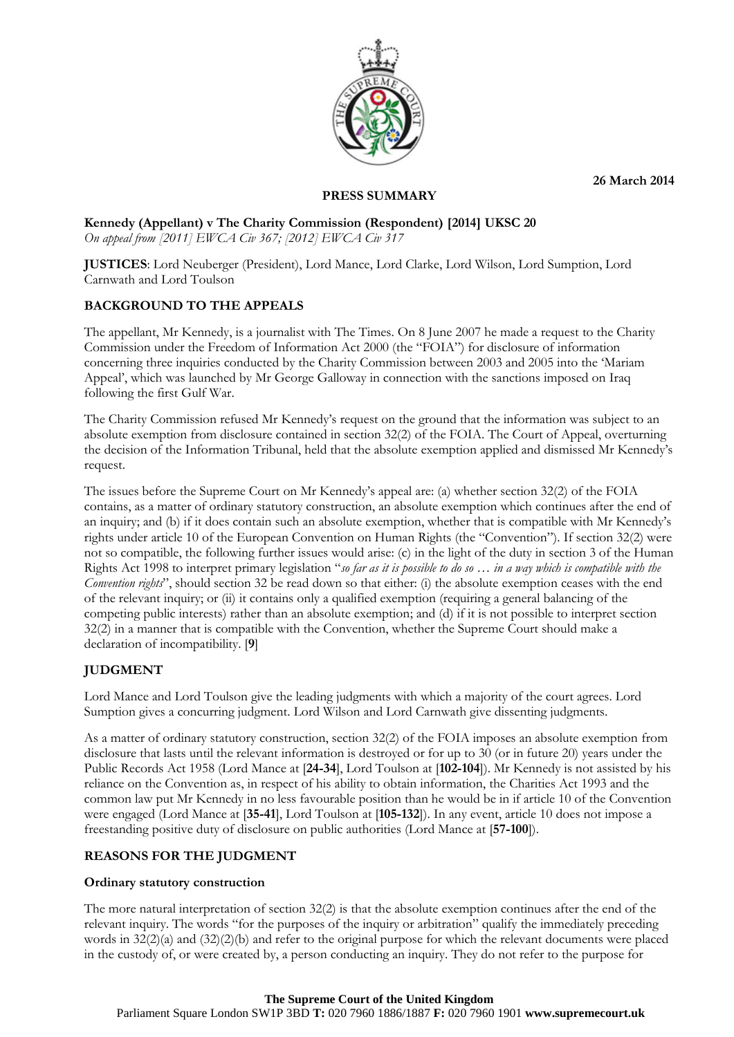26 March 2014

**PRESS SUMMARY**

**Kennedy (Appellant) v The Charity Commission (Respondent) [2014] UKSC 20**
*On appeal from [2011] EWCA Civ 367; [2012] EWCA Civ 317*

**JUSTICES**: Lord Neuberger (President), Lord Mance, Lord Clarke, Lord Wilson, Lord Sumption, Lord Carnwath and Lord Toulson

## BACKGROUND TO THE APPEALS

The appellant, Mr Kennedy, is a journalist with The Times. On 8 June 2007 he made a request to the Charity Commission under the Freedom of Information Act 2000 (the "FOIA") for disclosure of information concerning three inquiries conducted by the Charity Commission between 2003 and 2005 into the 'Mariam Appeal', which was launched by Mr George Galloway in connection with the sanctions imposed on Iraq following the first Gulf War.

The Charity Commission refused Mr Kennedy's request on the ground that the information was subject to an absolute exemption from disclosure contained in section 32(2) of the FOIA. The Court of Appeal, overturning the decision of the Information Tribunal, held that the absolute exemption applied and dismissed Mr Kennedy's request.

The issues before the Supreme Court on Mr Kennedy's appeal are: (a) whether section 32(2) of the FOIA contains, as a matter of ordinary statutory construction, an absolute exemption which continues after the end of an inquiry; and (b) if it does contain such an absolute exemption, whether that is compatible with Mr Kennedy's rights under article 10 of the European Convention on Human Rights (the "Convention"). If section 32(2) were not so compatible, the following further issues would arise: (c) in the light of the duty in section 3 of the Human Rights Act 1998 to interpret primary legislation "*so far as it is possible to do so … in a way which is compatible with the Convention rights*", should section 32 be read down so that either: (i) the absolute exemption ceases with the end of the relevant inquiry; or (ii) it contains only a qualified exemption (requiring a general balancing of the competing public interests) rather than an absolute exemption; and (d) if it is not possible to interpret section 32(2) in a manner that is compatible with the Convention, whether the Supreme Court should make a declaration of incompatibility. [**9**]

## JUDGMENT

Lord Mance and Lord Toulson give the leading judgments with which a majority of the court agrees. Lord Sumption gives a concurring judgment. Lord Wilson and Lord Carnwath give dissenting judgments.

As a matter of ordinary statutory construction, section 32(2) of the FOIA imposes an absolute exemption from disclosure that lasts until the relevant information is destroyed or for up to 30 (or in future 20) years under the Public Records Act 1958 (Lord Mance at [**24-34**], Lord Toulson at [**102-104**]). Mr Kennedy is not assisted by his reliance on the Convention as, in respect of his ability to obtain information, the Charities Act 1993 and the common law put Mr Kennedy in no less favourable position than he would be in if article 10 of the Convention were engaged (Lord Mance at [**35-41**], Lord Toulson at [**105-132**]). In any event, article 10 does not impose a freestanding positive duty of disclosure on public authorities (Lord Mance at [**57-100**]).

## REASONS FOR THE JUDGMENT

### Ordinary statutory construction

The more natural interpretation of section 32(2) is that the absolute exemption continues after the end of the relevant inquiry. The words "for the purposes of the inquiry or arbitration" qualify the immediately preceding words in 32(2)(a) and (32)(2)(b) and refer to the original purpose for which the relevant documents were placed in the custody of, or were created by, a person conducting an inquiry. They do not refer to the purpose for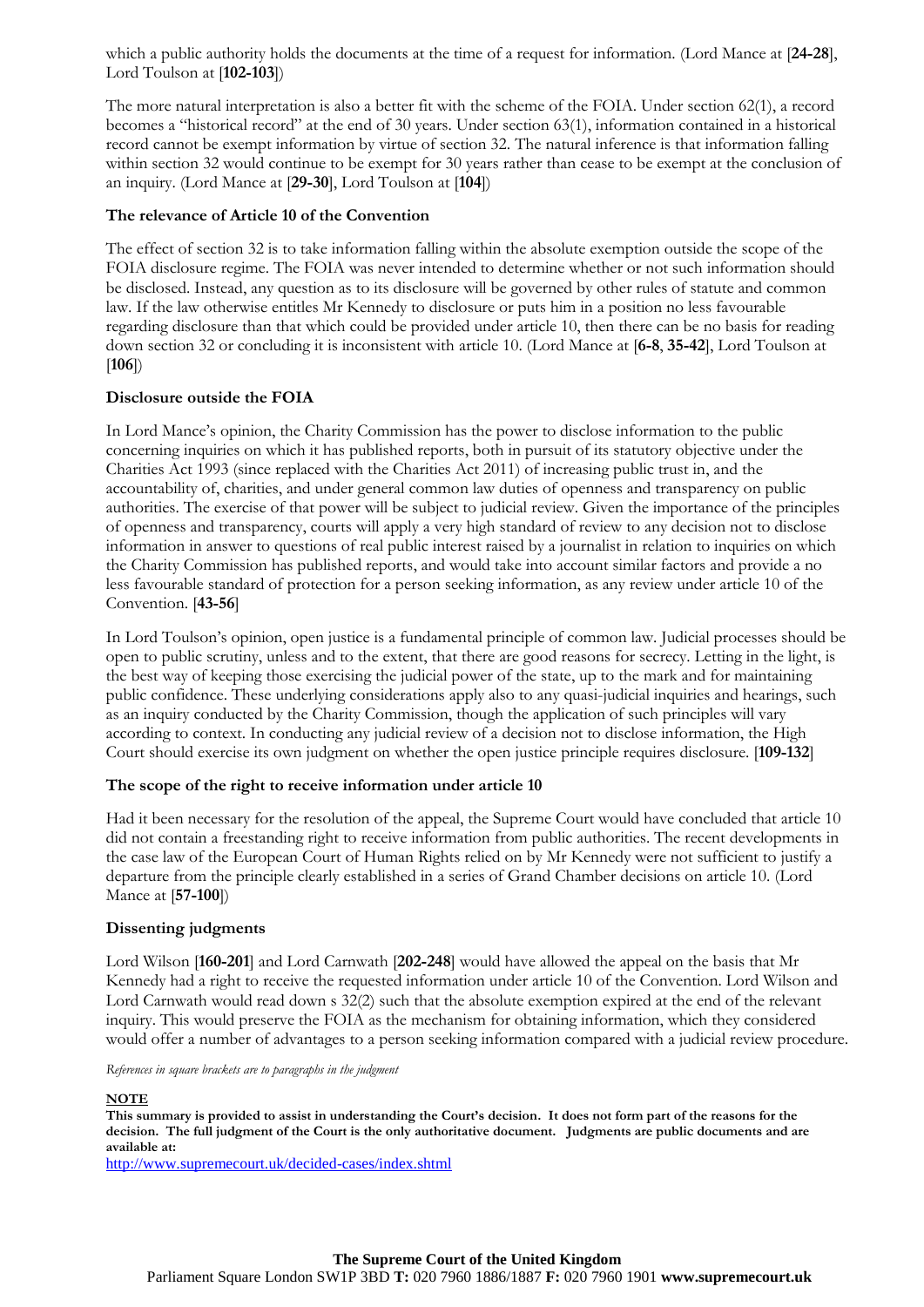which a public authority holds the documents at the time of a request for information. (Lord Mance at [**24-28**], Lord Toulson at [**102-103**])

The more natural interpretation is also a better fit with the scheme of the FOIA. Under section 62(1), a record becomes a "historical record" at the end of 30 years. Under section 63(1), information contained in a historical record cannot be exempt information by virtue of section 32. The natural inference is that information falling within section 32 would continue to be exempt for 30 years rather than cease to be exempt at the conclusion of an inquiry. (Lord Mance at [**29-30**], Lord Toulson at [**104**])

**The relevance of Article 10 of the Convention**

The effect of section 32 is to take information falling within the absolute exemption outside the scope of the FOIA disclosure regime. The FOIA was never intended to determine whether or not such information should be disclosed. Instead, any question as to its disclosure will be governed by other rules of statute and common law. If the law otherwise entitles Mr Kennedy to disclosure or puts him in a position no less favourable regarding disclosure than that which could be provided under article 10, then there can be no basis for reading down section 32 or concluding it is inconsistent with article 10. (Lord Mance at [**6-8**, **35-42**], Lord Toulson at [**106**])

**Disclosure outside the FOIA**

In Lord Mance's opinion, the Charity Commission has the power to disclose information to the public concerning inquiries on which it has published reports, both in pursuit of its statutory objective under the Charities Act 1993 (since replaced with the Charities Act 2011) of increasing public trust in, and the accountability of, charities, and under general common law duties of openness and transparency on public authorities. The exercise of that power will be subject to judicial review. Given the importance of the principles of openness and transparency, courts will apply a very high standard of review to any decision not to disclose information in answer to questions of real public interest raised by a journalist in relation to inquiries on which the Charity Commission has published reports, and would take into account similar factors and provide a no less favourable standard of protection for a person seeking information, as any review under article 10 of the Convention. [**43-56**]

In Lord Toulson's opinion, open justice is a fundamental principle of common law. Judicial processes should be open to public scrutiny, unless and to the extent, that there are good reasons for secrecy. Letting in the light, is the best way of keeping those exercising the judicial power of the state, up to the mark and for maintaining public confidence. These underlying considerations apply also to any quasi-judicial inquiries and hearings, such as an inquiry conducted by the Charity Commission, though the application of such principles will vary according to context. In conducting any judicial review of a decision not to disclose information, the High Court should exercise its own judgment on whether the open justice principle requires disclosure. [**109-132**]

**The scope of the right to receive information under article 10**

Had it been necessary for the resolution of the appeal, the Supreme Court would have concluded that article 10 did not contain a freestanding right to receive information from public authorities. The recent developments in the case law of the European Court of Human Rights relied on by Mr Kennedy were not sufficient to justify a departure from the principle clearly established in a series of Grand Chamber decisions on article 10. (Lord Mance at [**57-100**])

**Dissenting judgments**

Lord Wilson [**160-201**] and Lord Carnwath [**202-248**] would have allowed the appeal on the basis that Mr Kennedy had a right to receive the requested information under article 10 of the Convention. Lord Wilson and Lord Carnwath would read down s 32(2) such that the absolute exemption expired at the end of the relevant inquiry. This would preserve the FOIA as the mechanism for obtaining information, which they considered would offer a number of advantages to a person seeking information compared with a judicial review procedure.

*References in square brackets are to paragraphs in the judgment*

**NOTE**

**This summary is provided to assist in understanding the Court's decision. It does not form part of the reasons for the decision. The full judgment of the Court is the only authoritative document. Judgments are public documents and are available at:**

http://www.supremecourt.uk/decided-cases/index.shtml

**The Supreme Court of the United Kingdom**

Parliament Square London SW1P 3BD **T:** 020 7960 1886/1887 **F:** 020 7960 1901 **www.supremecourt.uk**